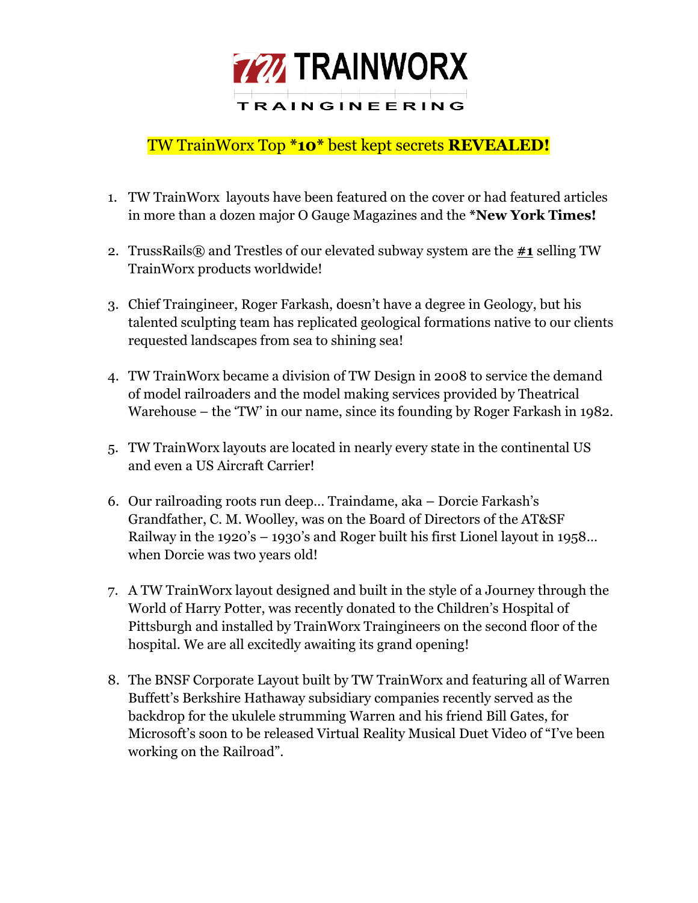# TRAINWORX

TRAINGINEERING

## TW TrainWorx Top ***10*** best kept secrets **REVEALED!**

1. TW TrainWorx layouts have been featured on the cover or had featured articles in more than a dozen major O Gauge Magazines and the ***New York Times!**

2. TrussRails® and Trestles of our elevated subway system are the **#1** selling TW TrainWorx products worldwide!

3. Chief Traingineer, Roger Farkash, doesn't have a degree in Geology, but his talented sculpting team has replicated geological formations native to our clients requested landscapes from sea to shining sea!

4. TW TrainWorx became a division of TW Design in 2008 to service the demand of model railroaders and the model making services provided by Theatrical Warehouse – the 'TW' in our name, since its founding by Roger Farkash in 1982.

5. TW TrainWorx layouts are located in nearly every state in the continental US and even a US Aircraft Carrier!

6. Our railroading roots run deep… Traindame, aka – Dorcie Farkash's Grandfather, C. M. Woolley, was on the Board of Directors of the AT&SF Railway in the 1920's – 1930's and Roger built his first Lionel layout in 1958… when Dorcie was two years old!

7. A TW TrainWorx layout designed and built in the style of a Journey through the World of Harry Potter, was recently donated to the Children's Hospital of Pittsburgh and installed by TrainWorx Traingineers on the second floor of the hospital. We are all excitedly awaiting its grand opening!

8. The BNSF Corporate Layout built by TW TrainWorx and featuring all of Warren Buffett's Berkshire Hathaway subsidiary companies recently served as the backdrop for the ukulele strumming Warren and his friend Bill Gates, for Microsoft's soon to be released Virtual Reality Musical Duet Video of "I've been working on the Railroad".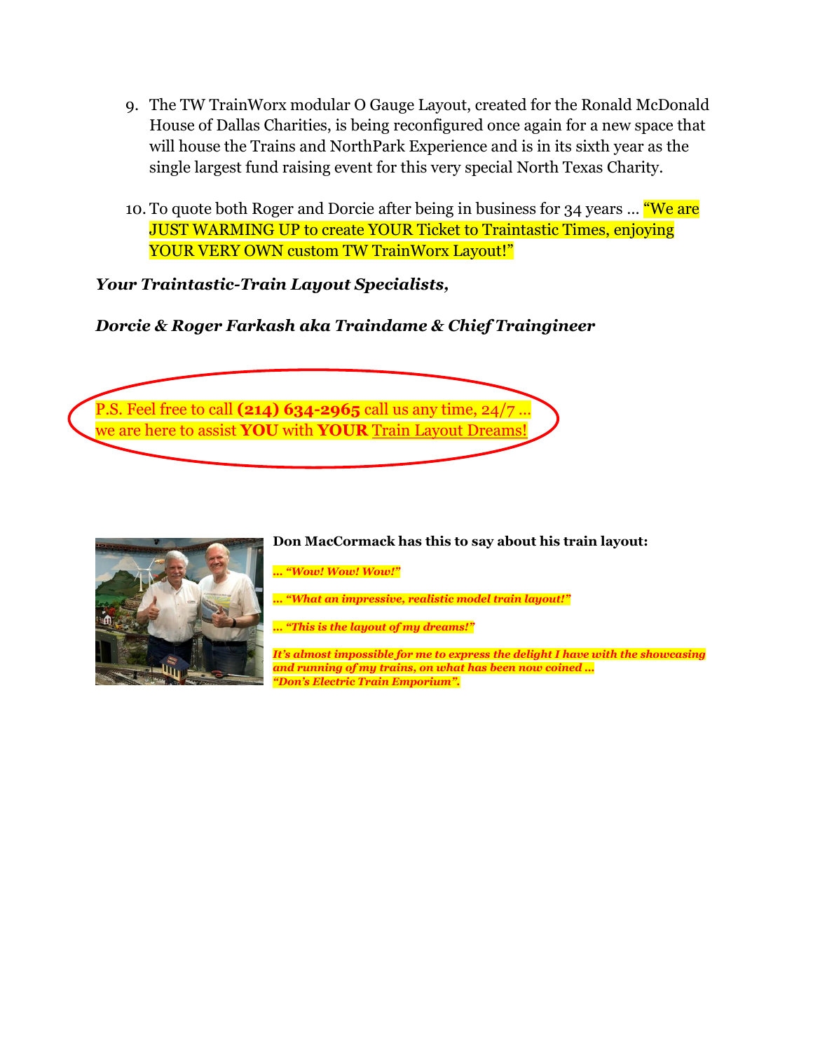9. The TW TrainWorx modular O Gauge Layout, created for the Ronald McDonald House of Dallas Charities, is being reconfigured once again for a new space that will house the Trains and NorthPark Experience and is in its sixth year as the single largest fund raising event for this very special North Texas Charity.

10. To quote both Roger and Dorcie after being in business for 34 years … "We are JUST WARMING UP to create YOUR Ticket to Traintastic Times, enjoying YOUR VERY OWN custom TW TrainWorx Layout!"

***Your Traintastic-Train Layout Specialists,***

***Dorcie & Roger Farkash aka Traindame & Chief Traingineer***

P.S. Feel free to call **(214) 634-2965** call us any time, 24/7 … we are here to assist **YOU** with **YOUR** Train Layout Dreams!

**Don MacCormack has this to say about his train layout:**

***… "Wow! Wow! Wow!"***

***… "What an impressive, realistic model train layout!"***

***… "This is the layout of my dreams!"***

***It's almost impossible for me to express the delight I have with the showcasing and running of my trains, on what has been now coined … "Don's Electric Train Emporium".***